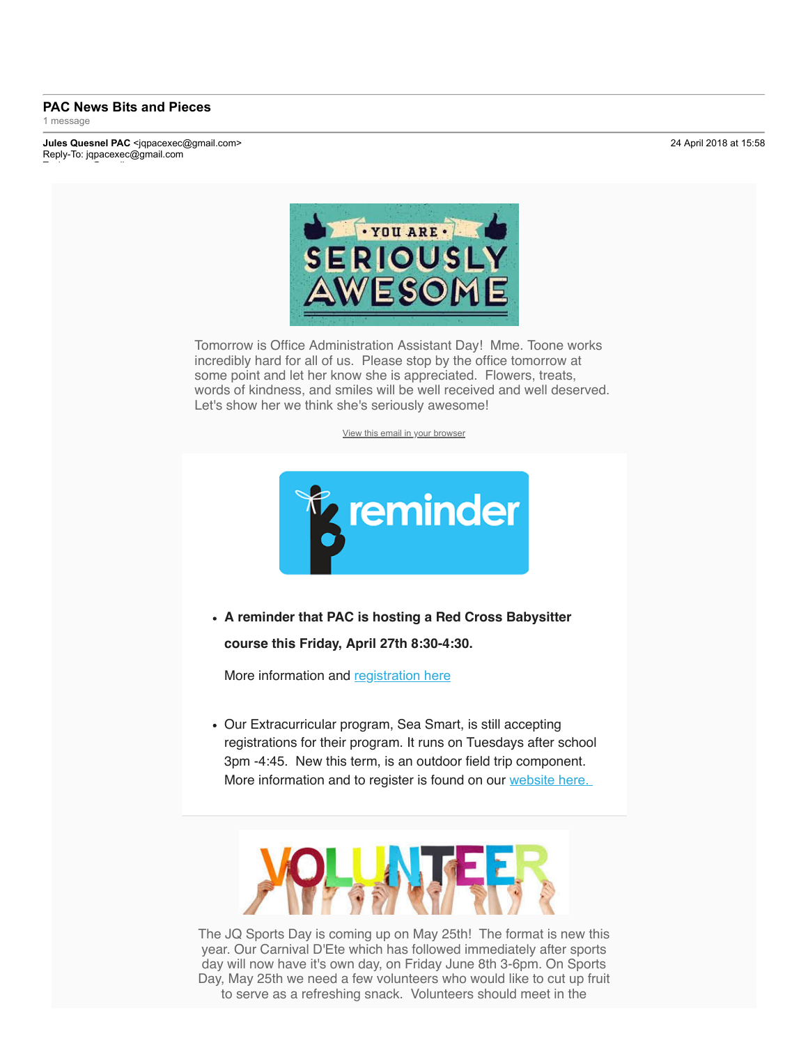## PAC News Bits and Pieces

1 message

**Jules Quesnel PAC** <jqpacexec@gmail.com>
Reply-To: jqpacexec@gmail.com

24 April 2018 at 15:58

YOU ARE SERIOUSLY AWESOME

Tomorrow is Office Administration Assistant Day! Mme. Toone works incredibly hard for all of us. Please stop by the office tomorrow at some point and let her know she is appreciated. Flowers, treats, words of kindness, and smiles will be well received and well deserved. Let's show her we think she's seriously awesome!

View this email in your browser

reminder

- **A reminder that PAC is hosting a Red Cross Babysitter course this Friday, April 27th 8:30-4:30.**

  More information and registration here

- Our Extracurricular program, Sea Smart, is still accepting registrations for their program. It runs on Tuesdays after school 3pm -4:45. New this term, is an outdoor field trip component. More information and to register is found on our website here.

VOLUNTEER

The JQ Sports Day is coming up on May 25th! The format is new this year. Our Carnival D'Ete which has followed immediately after sports day will now have it's own day, on Friday June 8th 3-6pm. On Sports Day, May 25th we need a few volunteers who would like to cut up fruit to serve as a refreshing snack. Volunteers should meet in the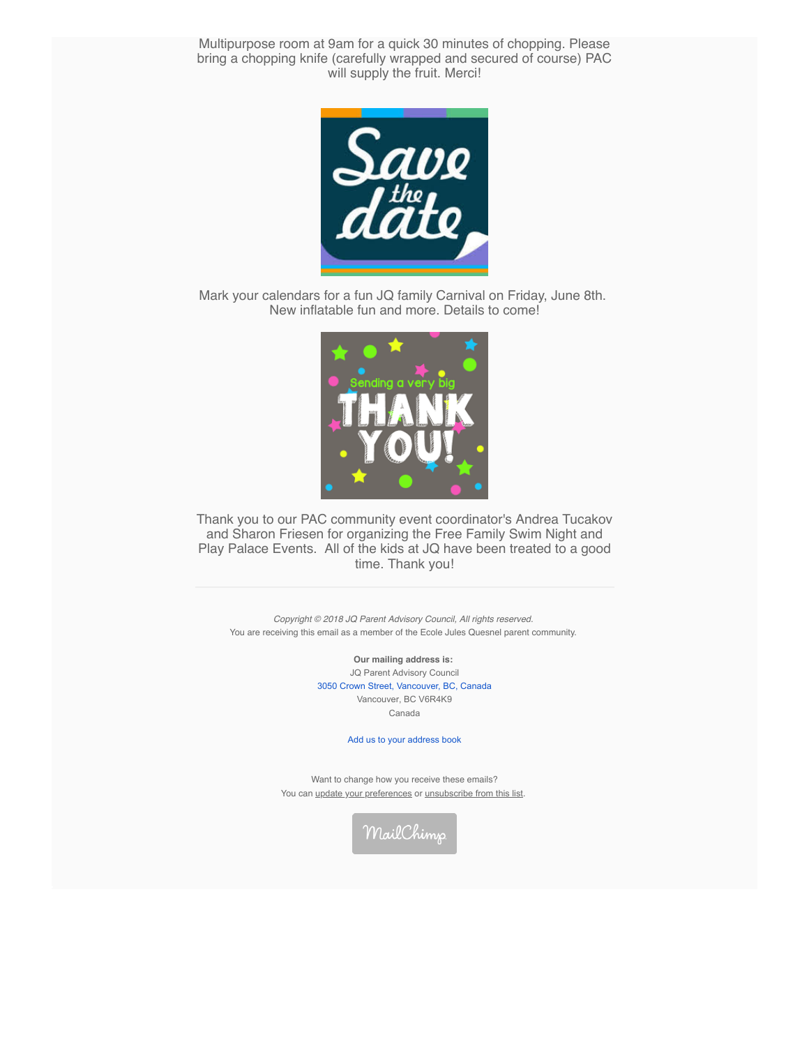Multipurpose room at 9am for a quick 30 minutes of chopping. Please bring a chopping knife (carefully wrapped and secured of course) PAC will supply the fruit. Merci!

Mark your calendars for a fun JQ family Carnival on Friday, June 8th. New inflatable fun and more. Details to come!

Thank you to our PAC community event coordinator's Andrea Tucakov and Sharon Friesen for organizing the Free Family Swim Night and Play Palace Events. All of the kids at JQ have been treated to a good time. Thank you!

---

*Copyright © 2018 JQ Parent Advisory Council, All rights reserved.*
You are receiving this email as a member of the Ecole Jules Quesnel parent community.

**Our mailing address is:**
JQ Parent Advisory Council
3050 Crown Street, Vancouver, BC, Canada
Vancouver, BC V6R4K9
Canada

Add us to your address book

Want to change how you receive these emails?
You can update your preferences or unsubscribe from this list.

MailChimp